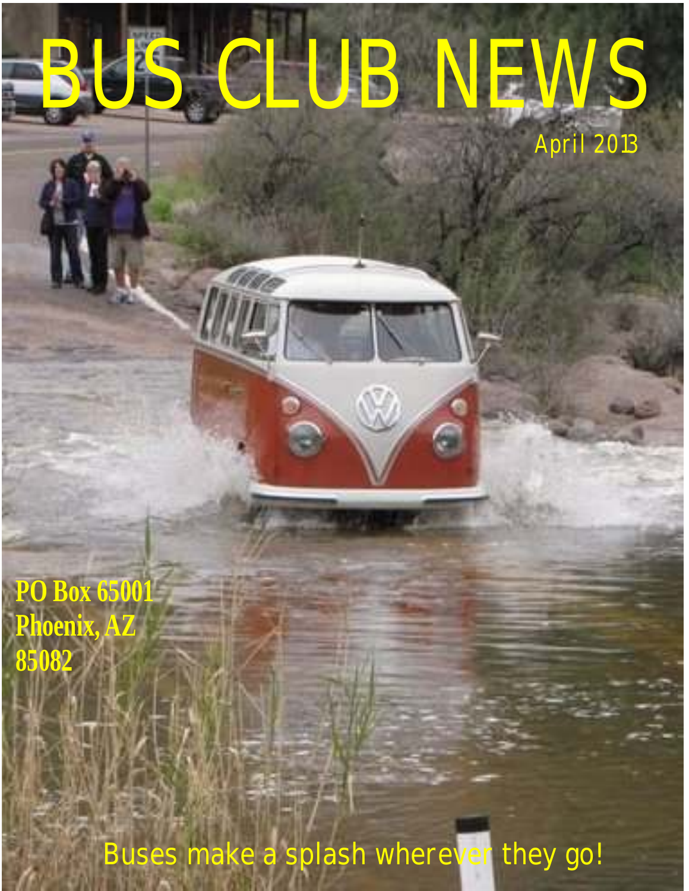# BUS CLUB NEWS

April 2013

**PO Box 65001**
**Phoenix, AZ**
**85082**

Buses make a splash wherever they go!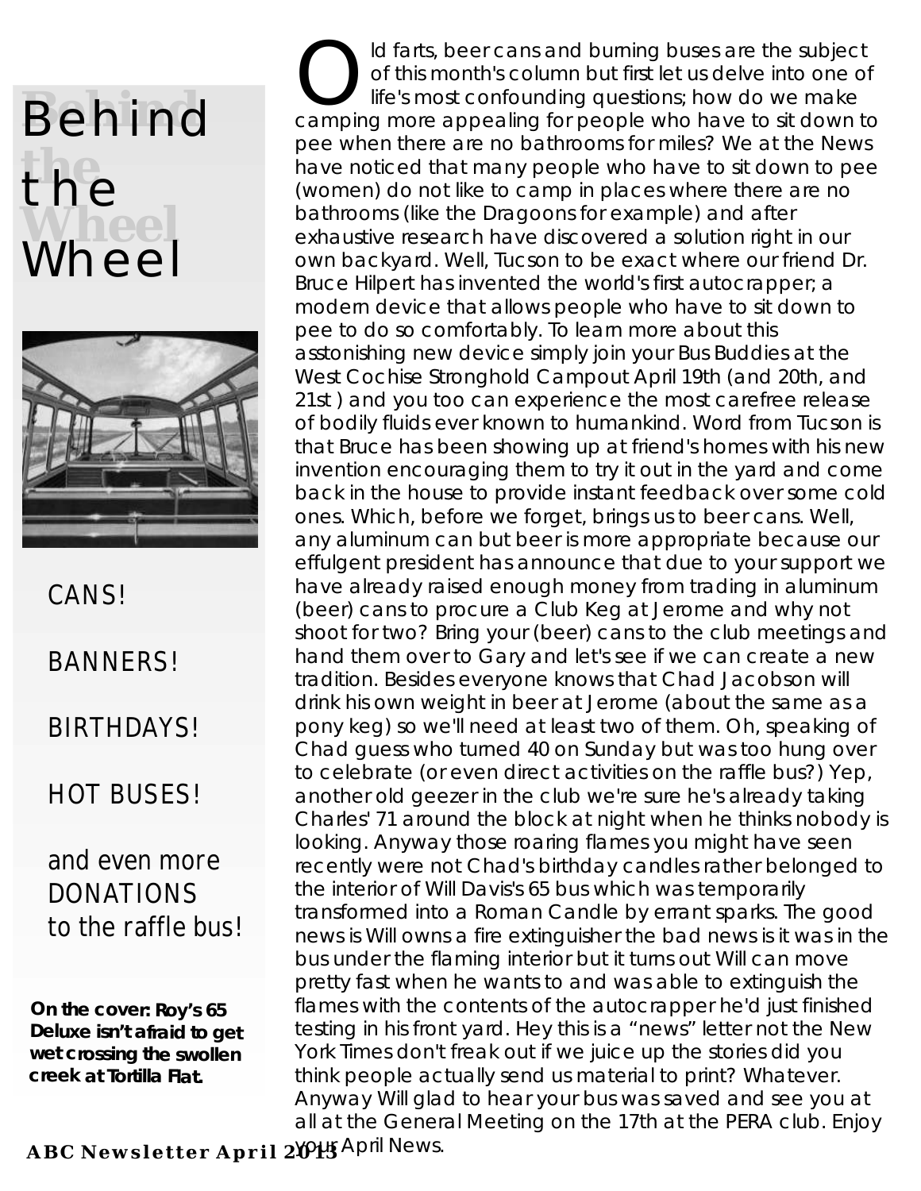# Behind the Wheel

CANS!

BANNERS!

BIRTHDAYS!

HOT BUSES!

and even more DONATIONS to the raffle bus!

**On the cover: Roy's 65 Deluxe isn't afraid to get wet crossing the swollen creek at Tortilla Flat.**

Old farts, beer cans and burning buses are the subject of this month's column but first let us delve into one of life's most confounding questions; how do we make camping more appealing for people who have to sit down to pee when there are no bathrooms for miles? We at the News have noticed that many people who have to sit down to pee (women) do not like to camp in places where there are no bathrooms (like the Dragoons for example) and after exhaustive research have discovered a solution right in our own backyard. Well, Tucson to be exact where our friend Dr. Bruce Hilpert has invented the world's first autocrapper; a modern device that allows people who have to sit down to pee to do so comfortably. To learn more about this asstonishing new device simply join your Bus Buddies at the West Cochise Stronghold Campout April 19th (and 20th, and 21st ) and you too can experience the most carefree release of bodily fluids ever known to humankind. Word from Tucson is that Bruce has been showing up at friend's homes with his new invention encouraging them to try it out in the yard and come back in the house to provide instant feedback over some cold ones. Which, before we forget, brings us to beer cans. Well, any aluminum can but beer is more appropriate because our effulgent president has announce that due to your support we have already raised enough money from trading in aluminum (beer) cans to procure a Club Keg at Jerome and why not shoot for two? Bring your (beer) cans to the club meetings and hand them over to Gary and let's see if we can create a new tradition. Besides everyone knows that Chad Jacobson will drink his own weight in beer at Jerome (about the same as a pony keg) so we'll need at least two of them. Oh, speaking of Chad guess who turned 40 on Sunday but was too hung over to celebrate (or even direct activities on the raffle bus?) Yep, another old geezer in the club we're sure he's already taking Charles' 71 around the block at night when he thinks nobody is looking. Anyway those roaring flames you might have seen recently were not Chad's birthday candles rather belonged to the interior of Will Davis's 65 bus which was temporarily transformed into a Roman Candle by errant sparks. The good news is Will owns a fire extinguisher the bad news is it was in the bus under the flaming interior but it turns out Will can move pretty fast when he wants to and was able to extinguish the flames with the contents of the autocrapper he'd just finished testing in his front yard. Hey this is a "news" letter not the New York Times don't freak out if we juice up the stories did you think people actually send us material to print? Whatever. Anyway Will glad to hear your bus was saved and see you at all at the General Meeting on the 17th at the PERA club. Enjoy your April News.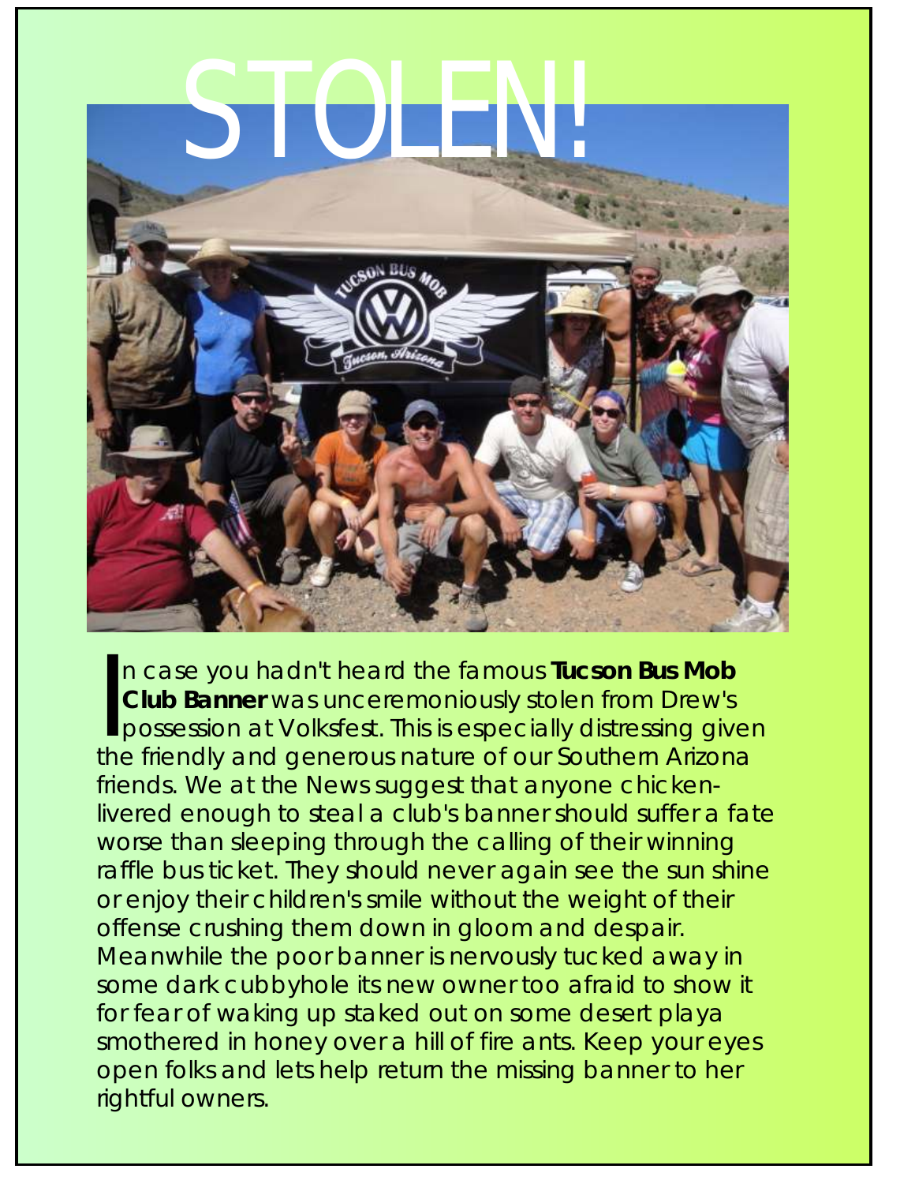# STOLEN!

In case you hadn't heard the famous **Tucson Bus Mob Club Banner** was unceremoniously stolen from Drew's possession at Volksfest. This is especially distressing given the friendly and generous nature of our Southern Arizona friends. We at the News suggest that anyone chicken-livered enough to steal a club's banner should suffer a fate worse than sleeping through the calling of their winning raffle bus ticket. They should never again see the sun shine or enjoy their children's smile without the weight of their offense crushing them down in gloom and despair. Meanwhile the poor banner is nervously tucked away in some dark cubbyhole its new owner too afraid to show it for fear of waking up staked out on some desert playa smothered in honey over a hill of fire ants. Keep your eyes open folks and lets help return the missing banner to her rightful owners.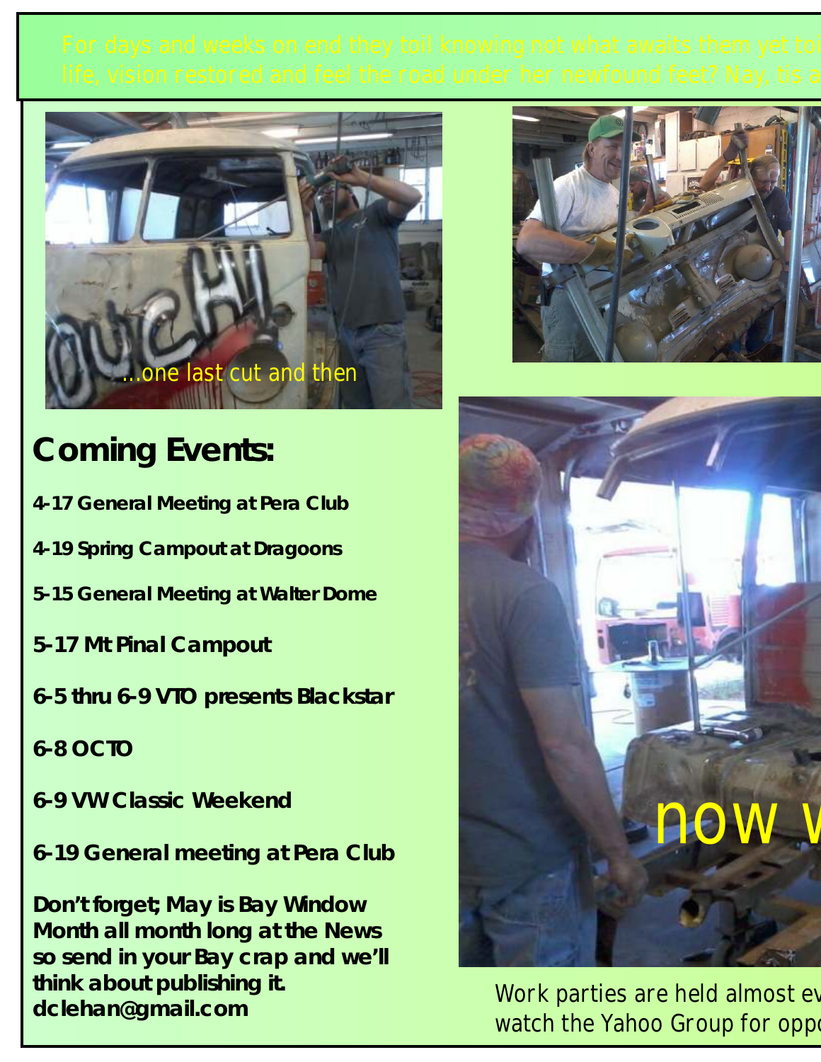For days and weeks on end they toil knowing not what awaits them yet toi life, vision restored and feel the road under her newfound feet? Nay, tis a

...one last cut and then

## Coming Events:

**4-17 General Meeting at Pera Club**

**4-19 Spring Campout at Dragoons**

**5-15 General Meeting at Walter Dome**

**5-17 Mt Pinal Campout**

**6-5 thru 6-9 VTO presents Blackstar**

**6-8 OCTO**

**6-9 VW Classic Weekend**

**6-19 General meeting at Pera Club**

**Don't forget; May is Bay Window Month all month long at the News so send in your Bay crap and we'll think about publishing it. dclehan@gmail.com**

now w

Work parties are held almost ev watch the Yahoo Group for oppo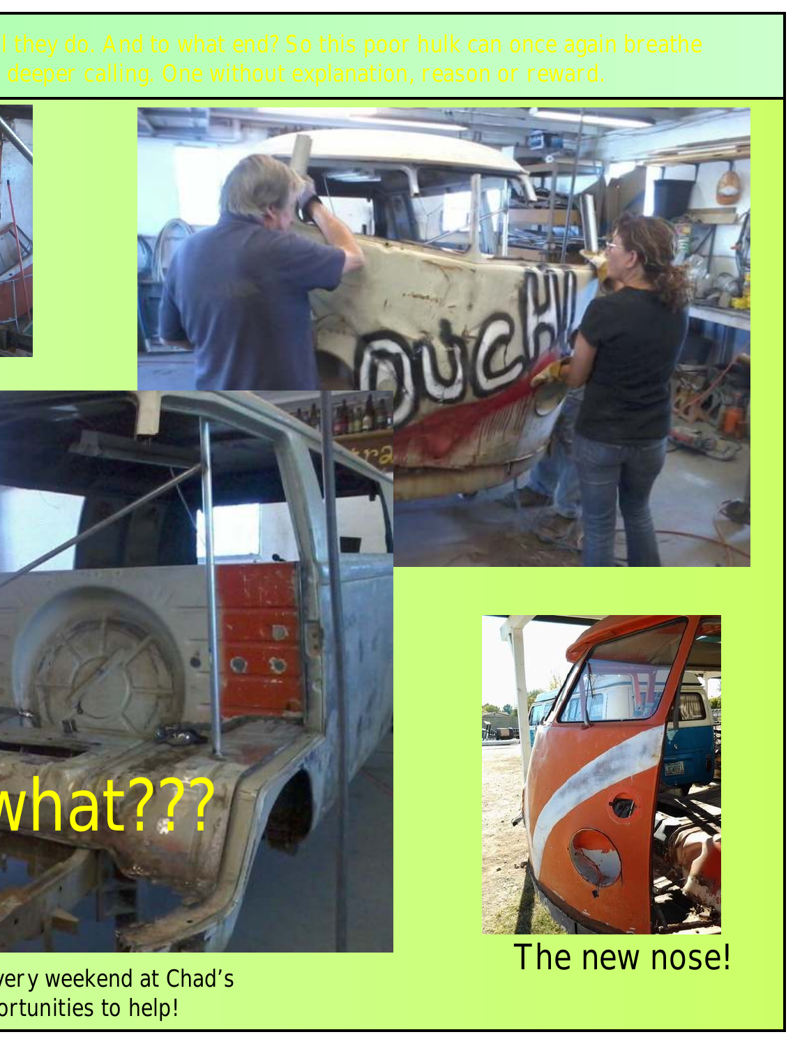l they do. And to what end? So this poor hulk can once again breathe
deeper calling. One without explanation, reason or reward.

what???

very weekend at Chad's
ortunities to help!

The new nose!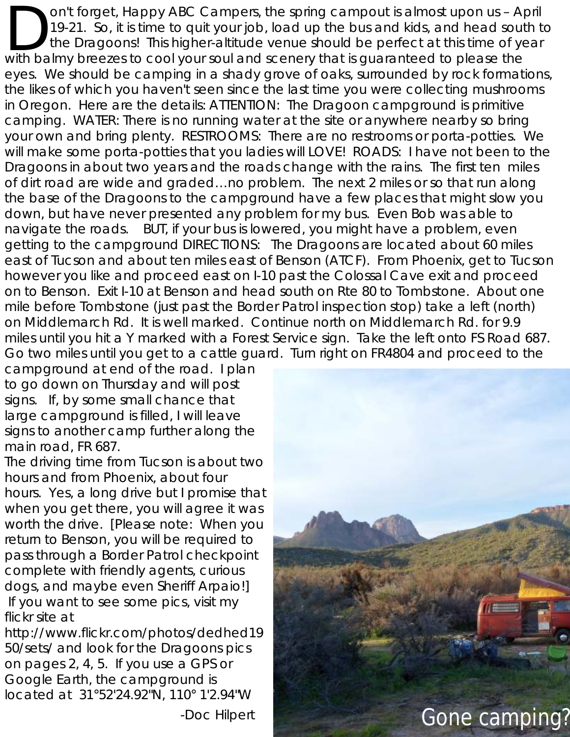Don't forget, Happy ABC Campers, the spring campout is almost upon us – April 19-21. So, it is time to quit your job, load up the bus and kids, and head south to the Dragoons! This higher-altitude venue should be perfect at this time of year with balmy breezes to cool your soul and scenery that is guaranteed to please the eyes. We should be camping in a shady grove of oaks, surrounded by rock formations, the likes of which you haven't seen since the last time you were collecting mushrooms in Oregon. Here are the details: ATTENTION: The Dragoon campground is primitive camping. WATER: There is no running water at the site or anywhere nearby so bring your own and bring plenty. RESTROOMS: There are no restrooms or porta-potties. We will make some porta-potties that you ladies will LOVE! ROADS: I have not been to the Dragoons in about two years and the roads change with the rains. The first ten miles of dirt road are wide and graded…no problem. The next 2 miles or so that run along the base of the Dragoons to the campground have a few places that might slow you down, but have never presented any problem for my bus. Even Bob was able to navigate the roads. BUT, if your bus is lowered, you might have a problem, even getting to the campground DIRECTIONS: The Dragoons are located about 60 miles east of Tucson and about ten miles east of Benson (ATCF). From Phoenix, get to Tucson however you like and proceed east on I-10 past the Colossal Cave exit and proceed on to Benson. Exit I-10 at Benson and head south on Rte 80 to Tombstone. About one mile before Tombstone (just past the Border Patrol inspection stop) take a left (north) on Middlemarch Rd. It is well marked. Continue north on Middlemarch Rd. for 9.9 miles until you hit a Y marked with a Forest Service sign. Take the left onto FS Road 687. Go two miles until you get to a cattle guard. Turn right on FR4804 and proceed to the campground at end of the road. I plan to go down on Thursday and will post signs. If, by some small chance that large campground is filled, I will leave signs to another camp further along the main road, FR 687.

The driving time from Tucson is about two hours and from Phoenix, about four hours. Yes, a long drive but I promise that when you get there, you will agree it was worth the drive. [Please note: When you return to Benson, you will be required to pass through a Border Patrol checkpoint complete with friendly agents, curious dogs, and maybe even Sheriff Arpaio!] If you want to see some pics, visit my flickr site at http://www.flickr.com/photos/dedhed1950/sets/ and look for the Dragoons pics on pages 2, 4, 5. If you use a GPS or Google Earth, the campground is located at 31°52'24.92"N, 110° 1'2.94"W

-Doc Hilpert

Gone camping?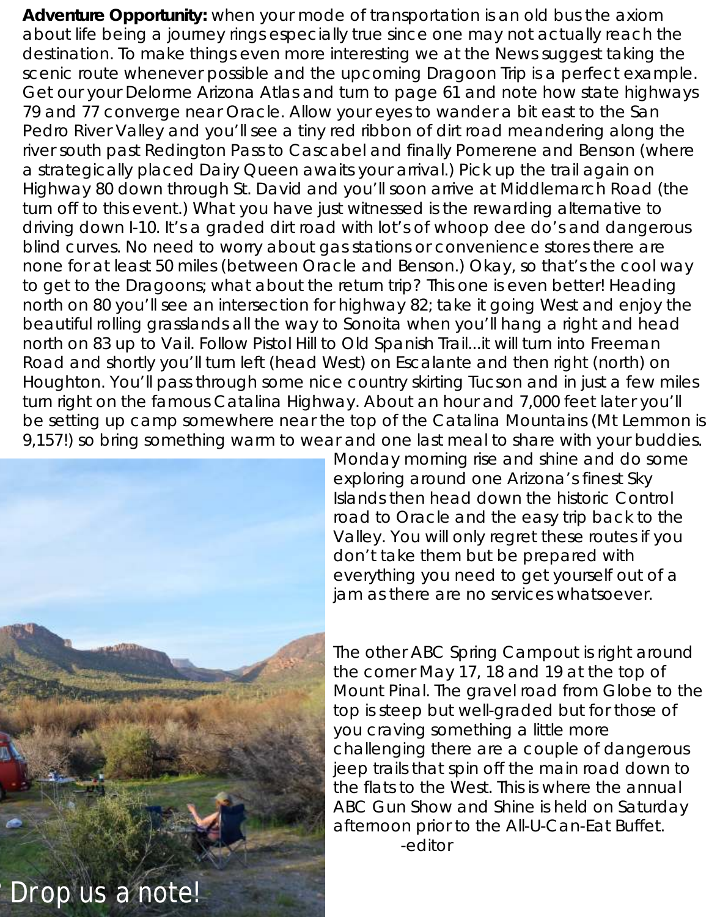**Adventure Opportunity:** when your mode of transportation is an old bus the axiom about life being a journey rings especially true since one may not actually reach the destination. To make things even more interesting we at the News suggest taking the scenic route whenever possible and the upcoming Dragoon Trip is a perfect example. Get our your Delorme Arizona Atlas and turn to page 61 and note how state highways 79 and 77 converge near Oracle. Allow your eyes to wander a bit east to the San Pedro River Valley and you'll see a tiny red ribbon of dirt road meandering along the river south past Redington Pass to Cascabel and finally Pomerene and Benson (where a strategically placed Dairy Queen awaits your arrival.) Pick up the trail again on Highway 80 down through St. David and you'll soon arrive at Middlemarch Road (the turn off to this event.) What you have just witnessed is the rewarding alternative to driving down I-10. It's a graded dirt road with lot's of whoop dee do's and dangerous blind curves. No need to worry about gas stations or convenience stores there are none for at least 50 miles (between Oracle and Benson.) Okay, so that's the cool way to get to the Dragoons; what about the return trip? This one is even better! Heading north on 80 you'll see an intersection for highway 82; take it going West and enjoy the beautiful rolling grasslands all the way to Sonoita when you'll hang a right and head north on 83 up to Vail. Follow Pistol Hill to Old Spanish Trail...it will turn into Freeman Road and shortly you'll turn left (head West) on Escalante and then right (north) on Houghton. You'll pass through some nice country skirting Tucson and in just a few miles turn right on the famous Catalina Highway. About an hour and 7,000 feet later you'll be setting up camp somewhere near the top of the Catalina Mountains (Mt Lemmon is 9,157!) so bring something warm to wear and one last meal to share with your buddies. Monday morning rise and shine and do some exploring around one Arizona's finest Sky Islands then head down the historic Control road to Oracle and the easy trip back to the Valley. You will only regret these routes if you don't take them but be prepared with everything you need to get yourself out of a jam as there are no services whatsoever.

The other ABC Spring Campout is right around the corner May 17, 18 and 19 at the top of Mount Pinal. The gravel road from Globe to the top is steep but well-graded but for those of you craving something a little more challenging there are a couple of dangerous jeep trails that spin off the main road down to the flats to the West. This is where the annual ABC Gun Show and Shine is held on Saturday afternoon prior to the All-U-Can-Eat Buffet.

-editor

Drop us a note!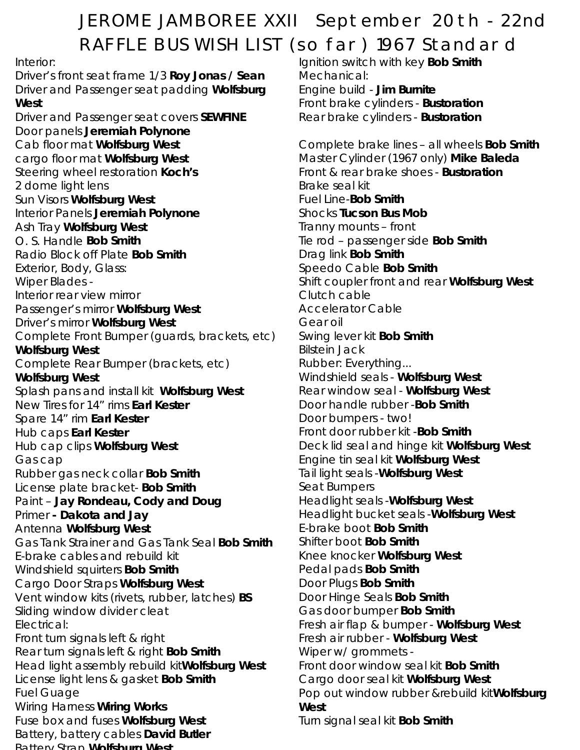# JEROME JAMBOREE XXII September 20th - 22nd
## RAFFLE BUS WISH LIST (so far) 1967 Standard

Interior:
Driver's front seat frame 1/3 **Roy Jonas / Sean**
Driver and Passenger seat padding **Wolfsburg West**
Driver and Passenger seat covers **SEWFINE**
Door panels **Jeremiah Polynone**
Cab floor mat **Wolfsburg West**
cargo floor mat **Wolfsburg West**
Steering wheel restoration **Koch's**
2 dome light lens
Sun Visors **Wolfsburg West**
Interior Panels **Jeremiah Polynone**
Ash Tray **Wolfsburg West**
O. S. Handle **Bob Smith**
Radio Block off Plate **Bob Smith**
Exterior, Body, Glass:
Wiper Blades -
Interior rear view mirror
Passenger's mirror **Wolfsburg West**
Driver's mirror **Wolfsburg West**
Complete Front Bumper (guards, brackets, etc) **Wolfsburg West**
Complete Rear Bumper (brackets, etc) **Wolfsburg West**
Splash pans and install kit **Wolfsburg West**
New Tires for 14" rims **Earl Kester**
Spare 14" rim **Earl Kester**
Hub caps **Earl Kester**
Hub cap clips **Wolfsburg West**
Gas cap
Rubber gas neck collar **Bob Smith**
License plate bracket- **Bob Smith**
Paint – **Jay Rondeau, Cody and Doug**
Primer **- Dakota and Jay**
Antenna **Wolfsburg West**
Gas Tank Strainer and Gas Tank Seal **Bob Smith**
E-brake cables and rebuild kit
Windshield squirters **Bob Smith**
Cargo Door Straps **Wolfsburg West**
Vent window kits (rivets, rubber, latches) **BS**
Sliding window divider cleat
Electrical:
Front turn signals left & right
Rear turn signals left & right **Bob Smith**
Head light assembly rebuild kit**Wolfsburg West**
License light lens & gasket **Bob Smith**
Fuel Guage
Wiring Harness **Wiring Works**
Fuse box and fuses **Wolfsburg West**
Battery, battery cables **David Butler**
Battery Strap **Wolfsburg West**
Ignition switch with key **Bob Smith**
Mechanical:
Engine build - **Jim Burnite**
Front brake cylinders - **Bustoration**
Rear brake cylinders - **Bustoration**

Complete brake lines – all wheels **Bob Smith**
Master Cylinder (1967 only) **Mike Baleda**
Front & rear brake shoes - **Bustoration**
Brake seal kit
Fuel Line-**Bob Smith**
Shocks **Tucson Bus Mob**
Tranny mounts – front
Tie rod – passenger side **Bob Smith**
Drag link **Bob Smith**
Speedo Cable **Bob Smith**
Shift coupler front and rear **Wolfsburg West**
Clutch cable
Accelerator Cable
Gear oil
Swing lever kit **Bob Smith**
Bilstein Jack
Rubber: Everything...
Windshield seals - **Wolfsburg West**
Rear window seal - **Wolfsburg West**
Door handle rubber -**Bob Smith**
Door bumpers - two!
Front door rubber kit -**Bob Smith**
Deck lid seal and hinge kit **Wolfsburg West**
Engine tin seal kit **Wolfsburg West**
Tail light seals -**Wolfsburg West**
Seat Bumpers
Headlight seals -**Wolfsburg West**
Headlight bucket seals -**Wolfsburg West**
E-brake boot **Bob Smith**
Shifter boot **Bob Smith**
Knee knocker **Wolfsburg West**
Pedal pads **Bob Smith**
Door Plugs **Bob Smith**
Door Hinge Seals **Bob Smith**
Gas door bumper **Bob Smith**
Fresh air flap & bumper - **Wolfsburg West**
Fresh air rubber - **Wolfsburg West**
Wiper w/ grommets -
Front door window seal kit **Bob Smith**
Cargo door seal kit **Wolfsburg West**
Pop out window rubber &rebuild kit**Wolfsburg West**
Turn signal seal kit **Bob Smith**